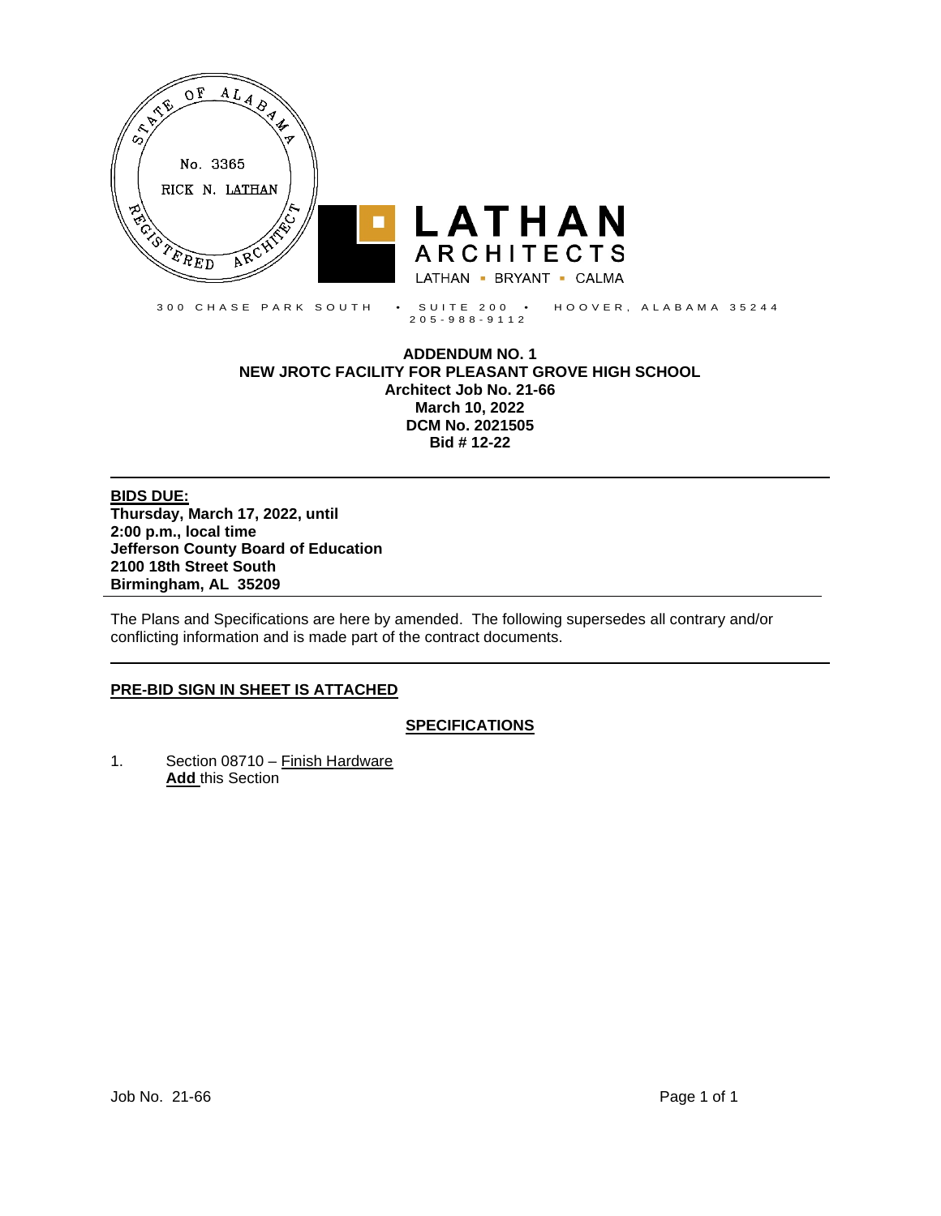STATE OF ALABAMA
No. 3365
RICK N. LATHAN
REGISTERED ARCHITECT

**LATHAN ARCHITECTS**
LATHAN ▪ BRYANT ▪ CALMA

300 CHASE PARK SOUTH • SUITE 200 • HOOVER, ALABAMA 35244
205-988-9112

**ADDENDUM NO. 1**
**NEW JROTC FACILITY FOR PLEASANT GROVE HIGH SCHOOL**
**Architect Job No. 21-66**
**March 10, 2022**
**DCM No. 2021505**
**Bid # 12-22**

---

**BIDS DUE:**
**Thursday, March 17, 2022, until**
**2:00 p.m., local time**
**Jefferson County Board of Education**
**2100 18th Street South**
**Birmingham, AL 35209**

---

The Plans and Specifications are here by amended. The following supersedes all contrary and/or conflicting information and is made part of the contract documents.

---

**PRE-BID SIGN IN SHEET IS ATTACHED**

## SPECIFICATIONS

1. Section 08710 – Finish Hardware
   **Add** this Section

Job No. 21-66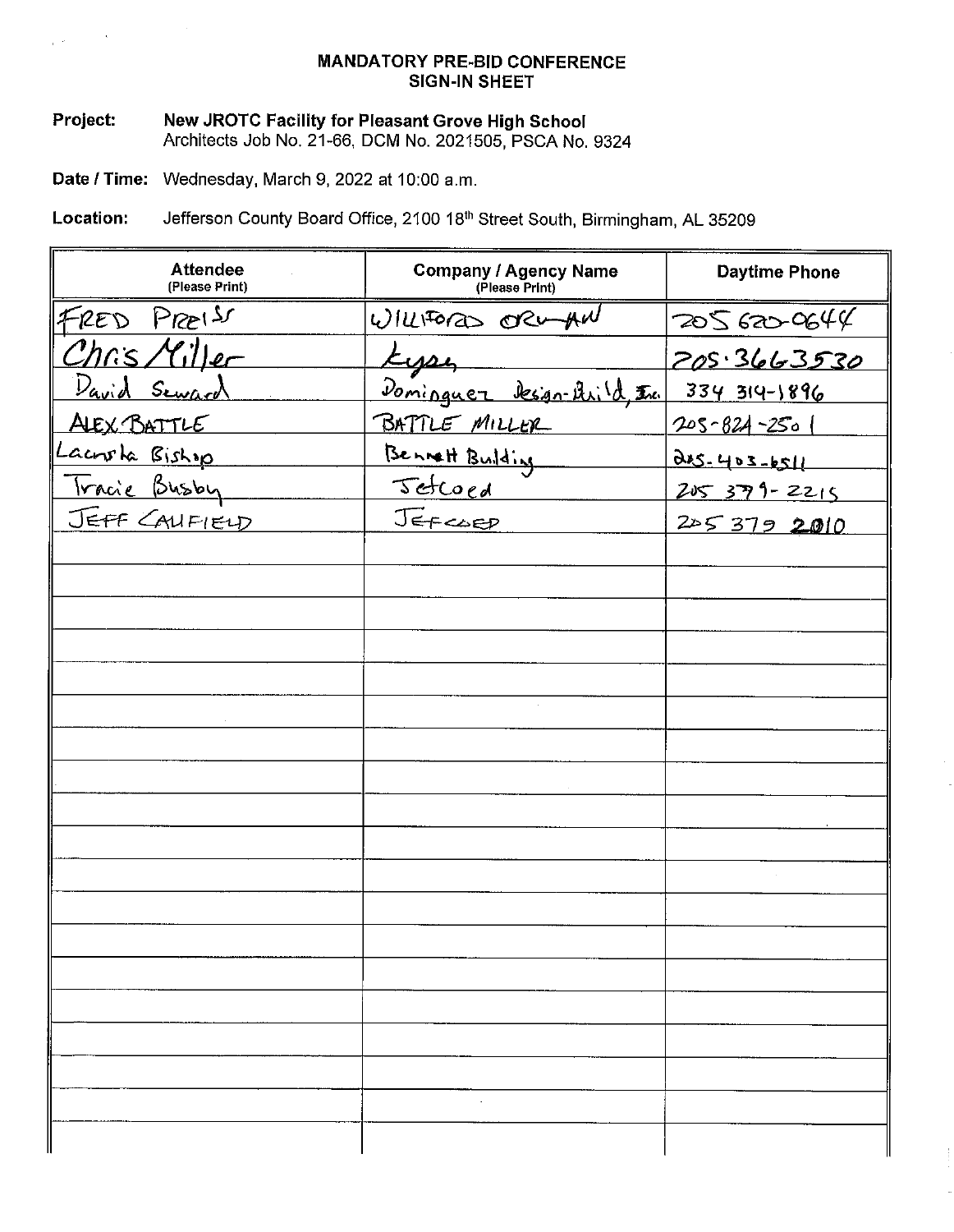# MANDATORY PRE-BID CONFERENCE SIGN-IN SHEET

**Project:** **New JROTC Facility for Pleasant Grove High School**
Architects Job No. 21-66, DCM No. 2021505, PSCA No. 9324

**Date / Time:** Wednesday, March 9, 2022 at 10:00 a.m.

**Location:** Jefferson County Board Office, 2100 18th Street South, Birmingham, AL 35209

| Attendee (Please Print) | Company / Agency Name (Please Print) | Daytime Phone |
|---|---|---|
| FRED PREISS | WILLIFORD ORAM | 205 620-0644 |
| Chris Miller | Kyser | 205-3663530 |
| David Seward | Dominguez Design-Build, Inc. | 334 314-1896 |
| ALEX BATTLE | BATTLE MILLER | 205-824-2501 |
| Lacreta Bishop | Bennett Building | 205-403-6511 |
| Tracie Busby | Jefcoed | 205 379-2215 |
| JEFF CAUFIELD | JEFCOED | 205 379 2010 |
| | | |
| | | |
| | | |
| | | |
| | | |
| | | |
| | | |
| | | |
| | | |
| | | |
| | | |
| | | |
| | | |
| | | |
| | | |
| | | |
| | | |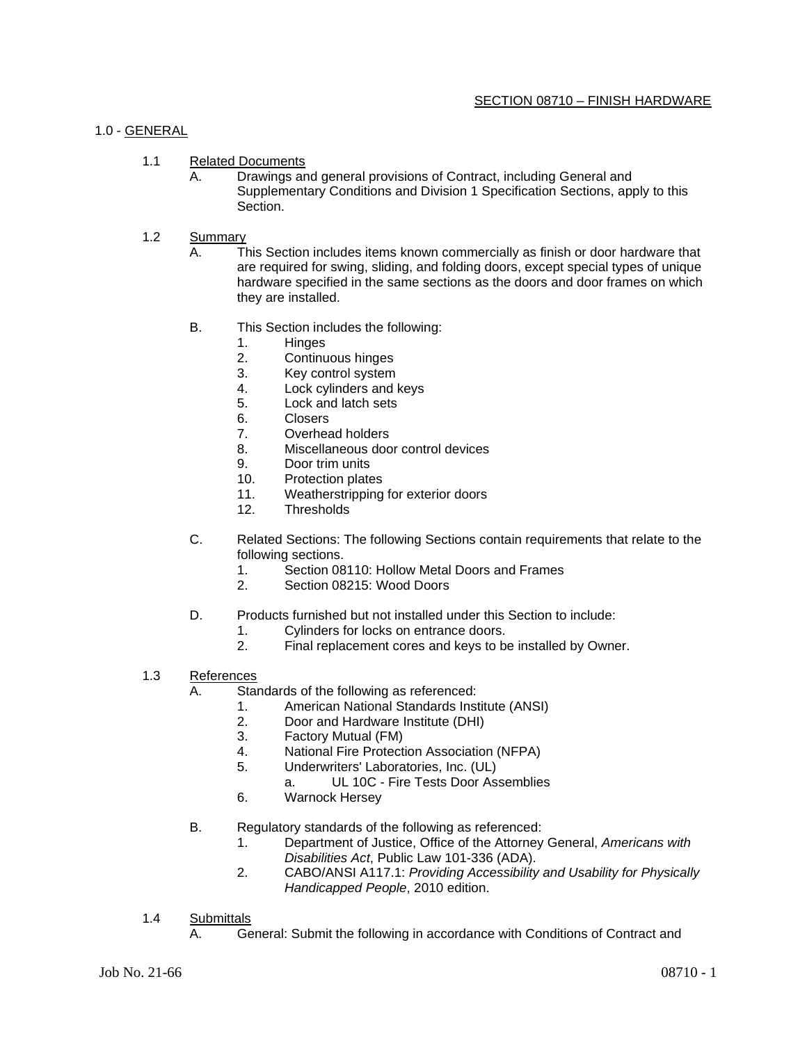## SECTION 08710 – FINISH HARDWARE

### 1.0 - GENERAL

1.1 Related Documents

A. Drawings and general provisions of Contract, including General and Supplementary Conditions and Division 1 Specification Sections, apply to this Section.

1.2 Summary

A. This Section includes items known commercially as finish or door hardware that are required for swing, sliding, and folding doors, except special types of unique hardware specified in the same sections as the doors and door frames on which they are installed.

B. This Section includes the following:

1. Hinges
2. Continuous hinges
3. Key control system
4. Lock cylinders and keys
5. Lock and latch sets
6. Closers
7. Overhead holders
8. Miscellaneous door control devices
9. Door trim units
10. Protection plates
11. Weatherstripping for exterior doors
12. Thresholds

C. Related Sections: The following Sections contain requirements that relate to the following sections.

1. Section 08110: Hollow Metal Doors and Frames
2. Section 08215: Wood Doors

D. Products furnished but not installed under this Section to include:

1. Cylinders for locks on entrance doors.
2. Final replacement cores and keys to be installed by Owner.

1.3 References

A. Standards of the following as referenced:

1. American National Standards Institute (ANSI)
2. Door and Hardware Institute (DHI)
3. Factory Mutual (FM)
4. National Fire Protection Association (NFPA)
5. Underwriters' Laboratories, Inc. (UL)
   a. UL 10C - Fire Tests Door Assemblies
6. Warnock Hersey

B. Regulatory standards of the following as referenced:

1. Department of Justice, Office of the Attorney General, *Americans with Disabilities Act*, Public Law 101-336 (ADA).
2. CABO/ANSI A117.1: *Providing Accessibility and Usability for Physically Handicapped People*, 2010 edition.

1.4 Submittals

A. General: Submit the following in accordance with Conditions of Contract and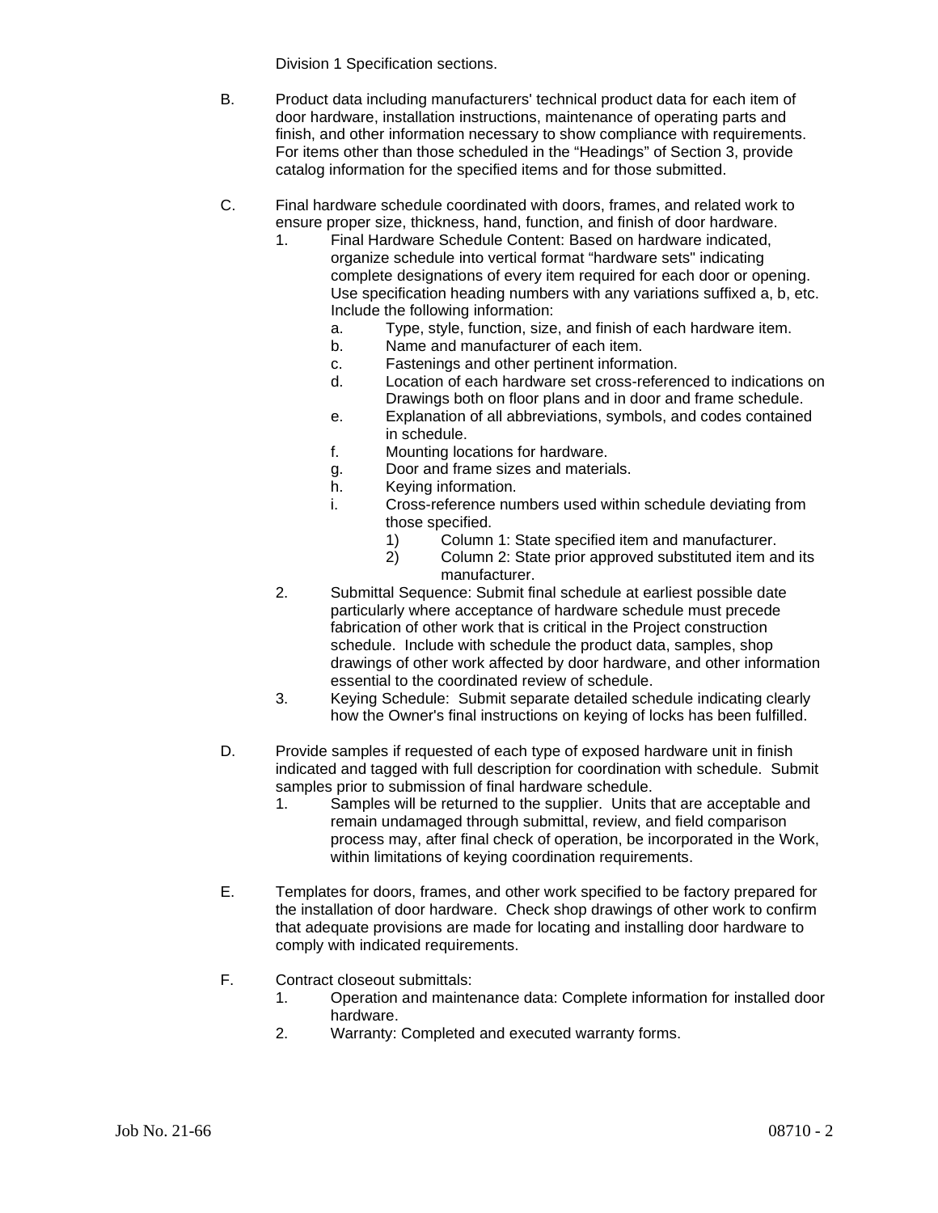Division 1 Specification sections.

B. Product data including manufacturers' technical product data for each item of door hardware, installation instructions, maintenance of operating parts and finish, and other information necessary to show compliance with requirements. For items other than those scheduled in the “Headings” of Section 3, provide catalog information for the specified items and for those submitted.

C. Final hardware schedule coordinated with doors, frames, and related work to ensure proper size, thickness, hand, function, and finish of door hardware.
   1. Final Hardware Schedule Content: Based on hardware indicated, organize schedule into vertical format “hardware sets" indicating complete designations of every item required for each door or opening. Use specification heading numbers with any variations suffixed a, b, etc. Include the following information:
      a. Type, style, function, size, and finish of each hardware item.
      b. Name and manufacturer of each item.
      c. Fastenings and other pertinent information.
      d. Location of each hardware set cross-referenced to indications on Drawings both on floor plans and in door and frame schedule.
      e. Explanation of all abbreviations, symbols, and codes contained in schedule.
      f. Mounting locations for hardware.
      g. Door and frame sizes and materials.
      h. Keying information.
      i. Cross-reference numbers used within schedule deviating from those specified.
         1) Column 1: State specified item and manufacturer.
         2) Column 2: State prior approved substituted item and its manufacturer.
   2. Submittal Sequence: Submit final schedule at earliest possible date particularly where acceptance of hardware schedule must precede fabrication of other work that is critical in the Project construction schedule. Include with schedule the product data, samples, shop drawings of other work affected by door hardware, and other information essential to the coordinated review of schedule.
   3. Keying Schedule: Submit separate detailed schedule indicating clearly how the Owner's final instructions on keying of locks has been fulfilled.

D. Provide samples if requested of each type of exposed hardware unit in finish indicated and tagged with full description for coordination with schedule. Submit samples prior to submission of final hardware schedule.
   1. Samples will be returned to the supplier. Units that are acceptable and remain undamaged through submittal, review, and field comparison process may, after final check of operation, be incorporated in the Work, within limitations of keying coordination requirements.

E. Templates for doors, frames, and other work specified to be factory prepared for the installation of door hardware. Check shop drawings of other work to confirm that adequate provisions are made for locating and installing door hardware to comply with indicated requirements.

F. Contract closeout submittals:
   1. Operation and maintenance data: Complete information for installed door hardware.
   2. Warranty: Completed and executed warranty forms.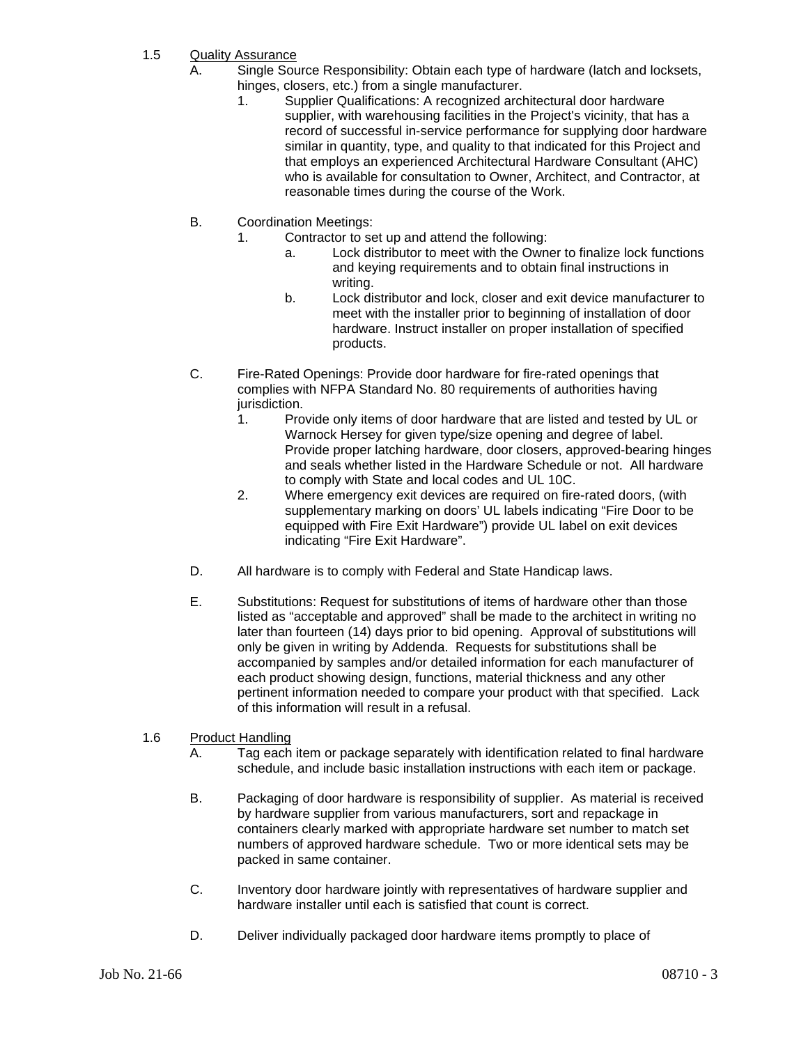1.5 Quality Assurance

A. Single Source Responsibility: Obtain each type of hardware (latch and locksets, hinges, closers, etc.) from a single manufacturer.

1. Supplier Qualifications: A recognized architectural door hardware supplier, with warehousing facilities in the Project's vicinity, that has a record of successful in-service performance for supplying door hardware similar in quantity, type, and quality to that indicated for this Project and that employs an experienced Architectural Hardware Consultant (AHC) who is available for consultation to Owner, Architect, and Contractor, at reasonable times during the course of the Work.

B. Coordination Meetings:

1. Contractor to set up and attend the following:

a. Lock distributor to meet with the Owner to finalize lock functions and keying requirements and to obtain final instructions in writing.

b. Lock distributor and lock, closer and exit device manufacturer to meet with the installer prior to beginning of installation of door hardware. Instruct installer on proper installation of specified products.

C. Fire-Rated Openings: Provide door hardware for fire-rated openings that complies with NFPA Standard No. 80 requirements of authorities having jurisdiction.

1. Provide only items of door hardware that are listed and tested by UL or Warnock Hersey for given type/size opening and degree of label. Provide proper latching hardware, door closers, approved-bearing hinges and seals whether listed in the Hardware Schedule or not. All hardware to comply with State and local codes and UL 10C.

2. Where emergency exit devices are required on fire-rated doors, (with supplementary marking on doors' UL labels indicating "Fire Door to be equipped with Fire Exit Hardware") provide UL label on exit devices indicating "Fire Exit Hardware".

D. All hardware is to comply with Federal and State Handicap laws.

E. Substitutions: Request for substitutions of items of hardware other than those listed as "acceptable and approved" shall be made to the architect in writing no later than fourteen (14) days prior to bid opening. Approval of substitutions will only be given in writing by Addenda. Requests for substitutions shall be accompanied by samples and/or detailed information for each manufacturer of each product showing design, functions, material thickness and any other pertinent information needed to compare your product with that specified. Lack of this information will result in a refusal.

1.6 Product Handling

A. Tag each item or package separately with identification related to final hardware schedule, and include basic installation instructions with each item or package.

B. Packaging of door hardware is responsibility of supplier. As material is received by hardware supplier from various manufacturers, sort and repackage in containers clearly marked with appropriate hardware set number to match set numbers of approved hardware schedule. Two or more identical sets may be packed in same container.

C. Inventory door hardware jointly with representatives of hardware supplier and hardware installer until each is satisfied that count is correct.

D. Deliver individually packaged door hardware items promptly to place of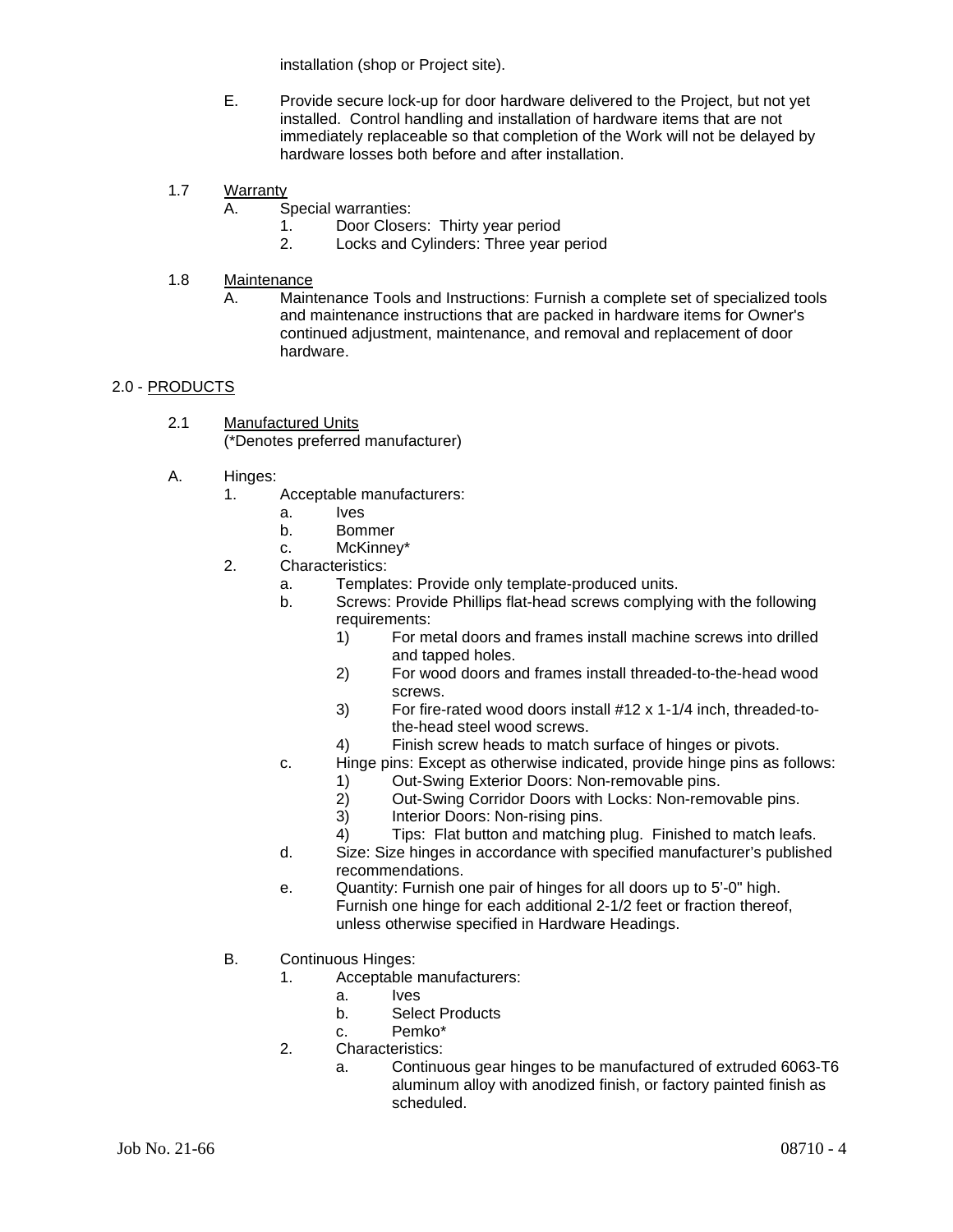installation (shop or Project site).

E. Provide secure lock-up for door hardware delivered to the Project, but not yet installed. Control handling and installation of hardware items that are not immediately replaceable so that completion of the Work will not be delayed by hardware losses both before and after installation.

1.7 Warranty

A. Special warranties:
   1. Door Closers: Thirty year period
   2. Locks and Cylinders: Three year period

1.8 Maintenance

A. Maintenance Tools and Instructions: Furnish a complete set of specialized tools and maintenance instructions that are packed in hardware items for Owner's continued adjustment, maintenance, and removal and replacement of door hardware.

## 2.0 - PRODUCTS

2.1 Manufactured Units
(*Denotes preferred manufacturer)

A. Hinges:
   1. Acceptable manufacturers:
      a. Ives
      b. Bommer
      c. McKinney*
   2. Characteristics:
      a. Templates: Provide only template-produced units.
      b. Screws: Provide Phillips flat-head screws complying with the following requirements:
         1) For metal doors and frames install machine screws into drilled and tapped holes.
         2) For wood doors and frames install threaded-to-the-head wood screws.
         3) For fire-rated wood doors install #12 x 1-1/4 inch, threaded-to-the-head steel wood screws.
         4) Finish screw heads to match surface of hinges or pivots.
      c. Hinge pins: Except as otherwise indicated, provide hinge pins as follows:
         1) Out-Swing Exterior Doors: Non-removable pins.
         2) Out-Swing Corridor Doors with Locks: Non-removable pins.
         3) Interior Doors: Non-rising pins.
         4) Tips: Flat button and matching plug. Finished to match leafs.
      d. Size: Size hinges in accordance with specified manufacturer's published recommendations.
      e. Quantity: Furnish one pair of hinges for all doors up to 5'-0" high. Furnish one hinge for each additional 2-1/2 feet or fraction thereof, unless otherwise specified in Hardware Headings.

B. Continuous Hinges:
   1. Acceptable manufacturers:
      a. Ives
      b. Select Products
      c. Pemko*
   2. Characteristics:
      a. Continuous gear hinges to be manufactured of extruded 6063-T6 aluminum alloy with anodized finish, or factory painted finish as scheduled.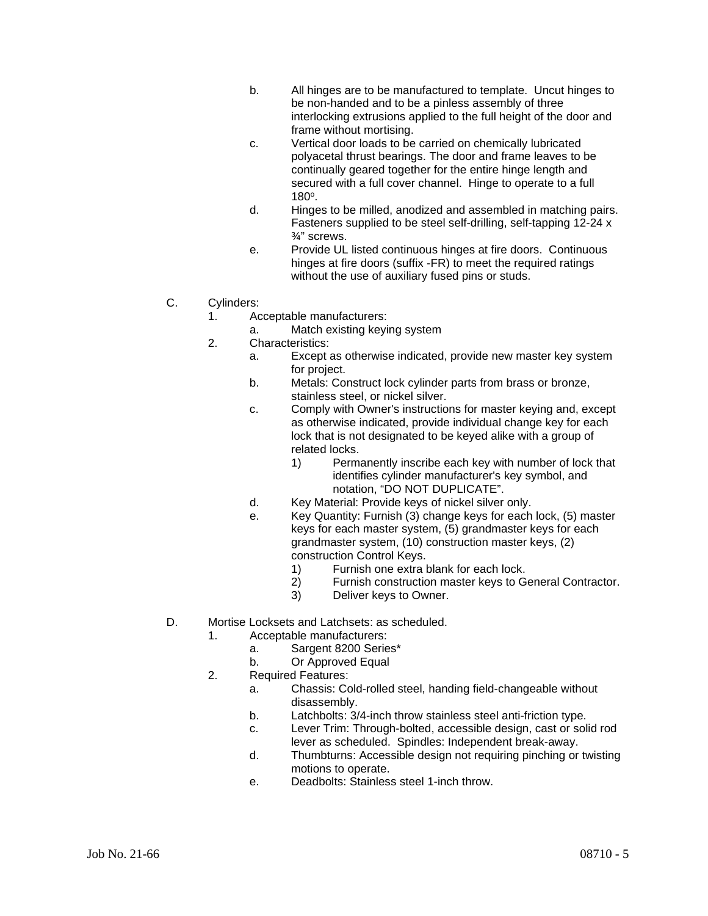b. All hinges are to be manufactured to template. Uncut hinges to be non-handed and to be a pinless assembly of three interlocking extrusions applied to the full height of the door and frame without mortising.

c. Vertical door loads to be carried on chemically lubricated polyacetal thrust bearings. The door and frame leaves to be continually geared together for the entire hinge length and secured with a full cover channel. Hinge to operate to a full 180°.

d. Hinges to be milled, anodized and assembled in matching pairs. Fasteners supplied to be steel self-drilling, self-tapping 12-24 x ¾" screws.

e. Provide UL listed continuous hinges at fire doors. Continuous hinges at fire doors (suffix -FR) to meet the required ratings without the use of auxiliary fused pins or studs.

C. Cylinders:

1. Acceptable manufacturers:
   a. Match existing keying system
2. Characteristics:
   a. Except as otherwise indicated, provide new master key system for project.
   b. Metals: Construct lock cylinder parts from brass or bronze, stainless steel, or nickel silver.
   c. Comply with Owner's instructions for master keying and, except as otherwise indicated, provide individual change key for each lock that is not designated to be keyed alike with a group of related locks.
      1) Permanently inscribe each key with number of lock that identifies cylinder manufacturer's key symbol, and notation, "DO NOT DUPLICATE".
   d. Key Material: Provide keys of nickel silver only.
   e. Key Quantity: Furnish (3) change keys for each lock, (5) master keys for each master system, (5) grandmaster keys for each grandmaster system, (10) construction master keys, (2) construction Control Keys.
      1) Furnish one extra blank for each lock.
      2) Furnish construction master keys to General Contractor.
      3) Deliver keys to Owner.

D. Mortise Locksets and Latchsets: as scheduled.

1. Acceptable manufacturers:
   a. Sargent 8200 Series*
   b. Or Approved Equal
2. Required Features:
   a. Chassis: Cold-rolled steel, handing field-changeable without disassembly.
   b. Latchbolts: 3/4-inch throw stainless steel anti-friction type.
   c. Lever Trim: Through-bolted, accessible design, cast or solid rod lever as scheduled. Spindles: Independent break-away.
   d. Thumbturns: Accessible design not requiring pinching or twisting motions to operate.
   e. Deadbolts: Stainless steel 1-inch throw.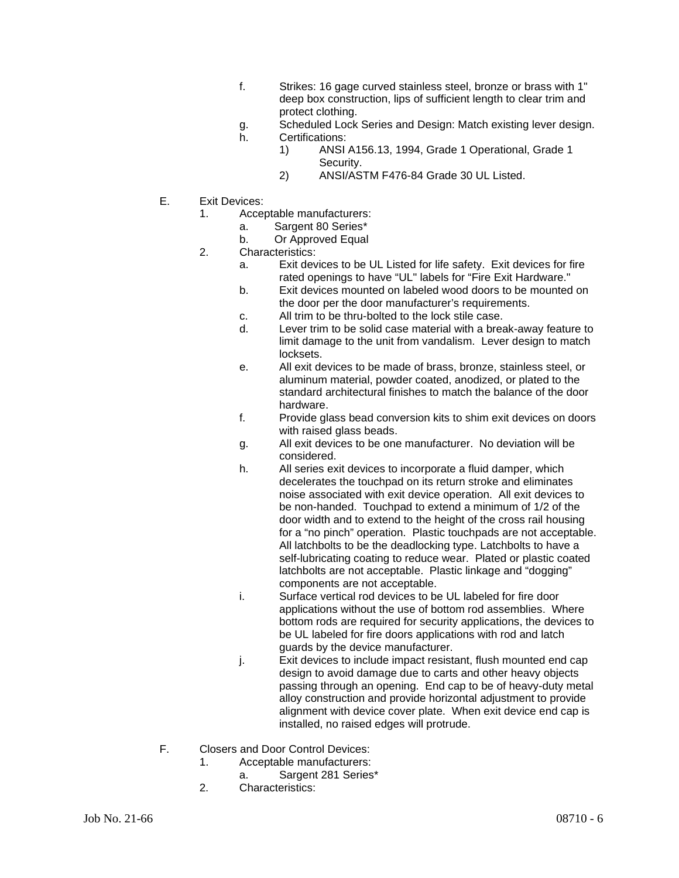f. Strikes: 16 gage curved stainless steel, bronze or brass with 1" deep box construction, lips of sufficient length to clear trim and protect clothing.

g. Scheduled Lock Series and Design: Match existing lever design.

h. Certifications:

1) ANSI A156.13, 1994, Grade 1 Operational, Grade 1 Security.

2) ANSI/ASTM F476-84 Grade 30 UL Listed.

E. Exit Devices:

1. Acceptable manufacturers:

a. Sargent 80 Series*

b. Or Approved Equal

2. Characteristics:

a. Exit devices to be UL Listed for life safety. Exit devices for fire rated openings to have "UL" labels for "Fire Exit Hardware."

b. Exit devices mounted on labeled wood doors to be mounted on the door per the door manufacturer's requirements.

c. All trim to be thru-bolted to the lock stile case.

d. Lever trim to be solid case material with a break-away feature to limit damage to the unit from vandalism. Lever design to match locksets.

e. All exit devices to be made of brass, bronze, stainless steel, or aluminum material, powder coated, anodized, or plated to the standard architectural finishes to match the balance of the door hardware.

f. Provide glass bead conversion kits to shim exit devices on doors with raised glass beads.

g. All exit devices to be one manufacturer. No deviation will be considered.

h. All series exit devices to incorporate a fluid damper, which decelerates the touchpad on its return stroke and eliminates noise associated with exit device operation. All exit devices to be non-handed. Touchpad to extend a minimum of 1/2 of the door width and to extend to the height of the cross rail housing for a "no pinch" operation. Plastic touchpads are not acceptable. All latchbolts to be the deadlocking type. Latchbolts to have a self-lubricating coating to reduce wear. Plated or plastic coated latchbolts are not acceptable. Plastic linkage and "dogging" components are not acceptable.

i. Surface vertical rod devices to be UL labeled for fire door applications without the use of bottom rod assemblies. Where bottom rods are required for security applications, the devices to be UL labeled for fire doors applications with rod and latch guards by the device manufacturer.

j. Exit devices to include impact resistant, flush mounted end cap design to avoid damage due to carts and other heavy objects passing through an opening. End cap to be of heavy-duty metal alloy construction and provide horizontal adjustment to provide alignment with device cover plate. When exit device end cap is installed, no raised edges will protrude.

F. Closers and Door Control Devices:

1. Acceptable manufacturers:

a. Sargent 281 Series*

2. Characteristics: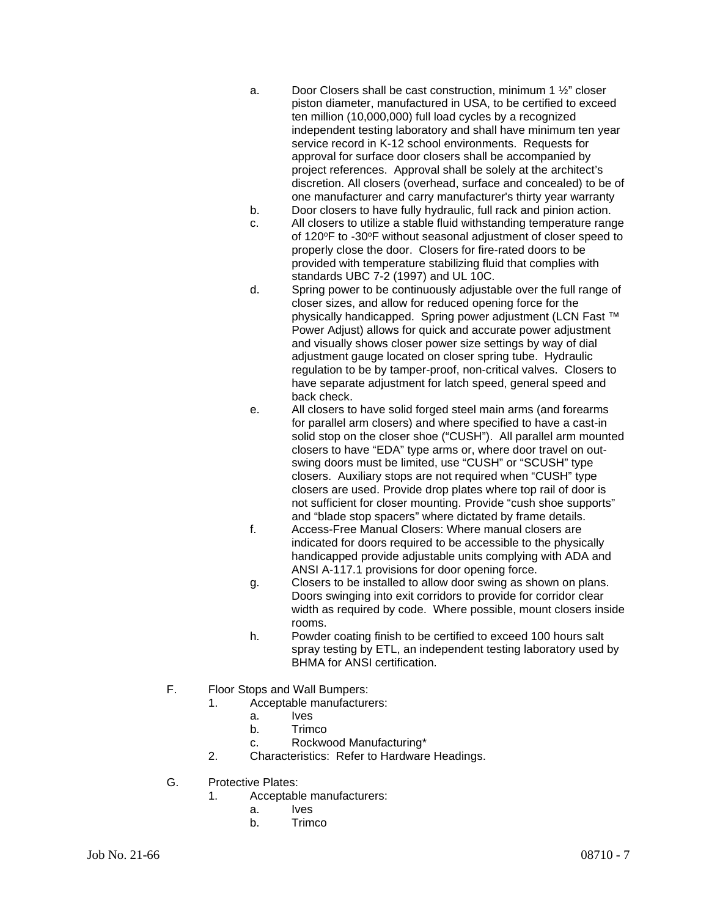a. Door Closers shall be cast construction, minimum 1 ½" closer piston diameter, manufactured in USA, to be certified to exceed ten million (10,000,000) full load cycles by a recognized independent testing laboratory and shall have minimum ten year service record in K-12 school environments. Requests for approval for surface door closers shall be accompanied by project references. Approval shall be solely at the architect's discretion. All closers (overhead, surface and concealed) to be of one manufacturer and carry manufacturer's thirty year warranty

b. Door closers to have fully hydraulic, full rack and pinion action.

c. All closers to utilize a stable fluid withstanding temperature range of 120°F to -30°F without seasonal adjustment of closer speed to properly close the door. Closers for fire-rated doors to be provided with temperature stabilizing fluid that complies with standards UBC 7-2 (1997) and UL 10C.

d. Spring power to be continuously adjustable over the full range of closer sizes, and allow for reduced opening force for the physically handicapped. Spring power adjustment (LCN Fast ™ Power Adjust) allows for quick and accurate power adjustment and visually shows closer power size settings by way of dial adjustment gauge located on closer spring tube. Hydraulic regulation to be by tamper-proof, non-critical valves. Closers to have separate adjustment for latch speed, general speed and back check.

e. All closers to have solid forged steel main arms (and forearms for parallel arm closers) and where specified to have a cast-in solid stop on the closer shoe ("CUSH"). All parallel arm mounted closers to have "EDA" type arms or, where door travel on out-swing doors must be limited, use "CUSH" or "SCUSH" type closers. Auxiliary stops are not required when "CUSH" type closers are used. Provide drop plates where top rail of door is not sufficient for closer mounting. Provide "cush shoe supports" and "blade stop spacers" where dictated by frame details.

f. Access-Free Manual Closers: Where manual closers are indicated for doors required to be accessible to the physically handicapped provide adjustable units complying with ADA and ANSI A-117.1 provisions for door opening force.

g. Closers to be installed to allow door swing as shown on plans. Doors swinging into exit corridors to provide for corridor clear width as required by code. Where possible, mount closers inside rooms.

h. Powder coating finish to be certified to exceed 100 hours salt spray testing by ETL, an independent testing laboratory used by BHMA for ANSI certification.

F. Floor Stops and Wall Bumpers:

1. Acceptable manufacturers:
   a. Ives
   b. Trimco
   c. Rockwood Manufacturing*
2. Characteristics: Refer to Hardware Headings.

G. Protective Plates:

1. Acceptable manufacturers:
   a. Ives
   b. Trimco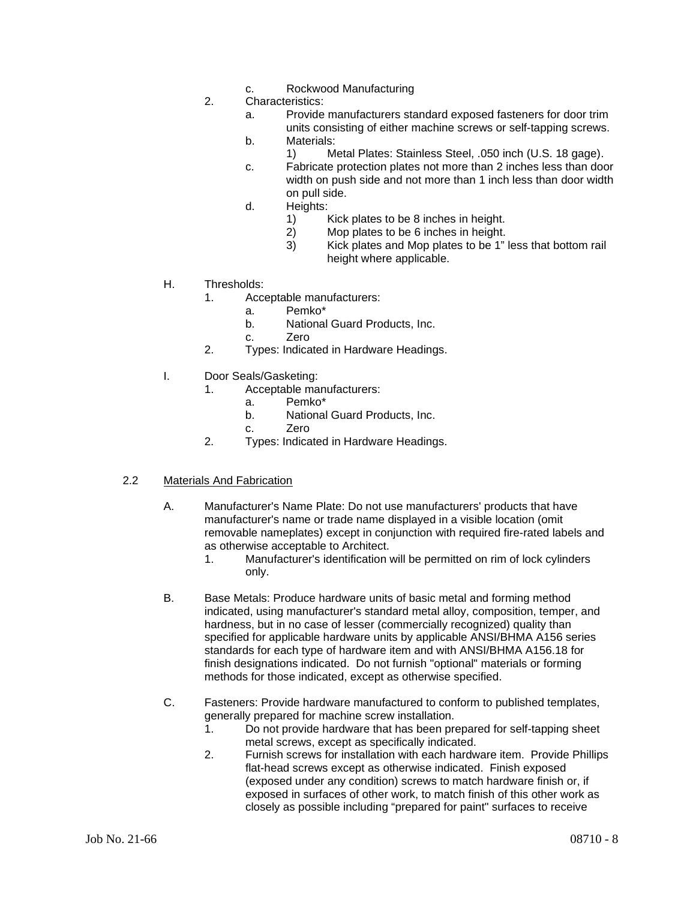c. Rockwood Manufacturing

2. Characteristics:
   a. Provide manufacturers standard exposed fasteners for door trim units consisting of either machine screws or self-tapping screws.
   b. Materials:
      1) Metal Plates: Stainless Steel, .050 inch (U.S. 18 gage).
   c. Fabricate protection plates not more than 2 inches less than door width on push side and not more than 1 inch less than door width on pull side.
   d. Heights:
      1) Kick plates to be 8 inches in height.
      2) Mop plates to be 6 inches in height.
      3) Kick plates and Mop plates to be 1" less that bottom rail height where applicable.

H. Thresholds:
   1. Acceptable manufacturers:
      a. Pemko*
      b. National Guard Products, Inc.
      c. Zero
   2. Types: Indicated in Hardware Headings.

I. Door Seals/Gasketing:
   1. Acceptable manufacturers:
      a. Pemko*
      b. National Guard Products, Inc.
      c. Zero
   2. Types: Indicated in Hardware Headings.

## 2.2 Materials And Fabrication

A. Manufacturer's Name Plate: Do not use manufacturers' products that have manufacturer's name or trade name displayed in a visible location (omit removable nameplates) except in conjunction with required fire-rated labels and as otherwise acceptable to Architect.
   1. Manufacturer's identification will be permitted on rim of lock cylinders only.

B. Base Metals: Produce hardware units of basic metal and forming method indicated, using manufacturer's standard metal alloy, composition, temper, and hardness, but in no case of lesser (commercially recognized) quality than specified for applicable hardware units by applicable ANSI/BHMA A156 series standards for each type of hardware item and with ANSI/BHMA A156.18 for finish designations indicated. Do not furnish "optional" materials or forming methods for those indicated, except as otherwise specified.

C. Fasteners: Provide hardware manufactured to conform to published templates, generally prepared for machine screw installation.
   1. Do not provide hardware that has been prepared for self-tapping sheet metal screws, except as specifically indicated.
   2. Furnish screws for installation with each hardware item. Provide Phillips flat-head screws except as otherwise indicated. Finish exposed (exposed under any condition) screws to match hardware finish or, if exposed in surfaces of other work, to match finish of this other work as closely as possible including "prepared for paint" surfaces to receive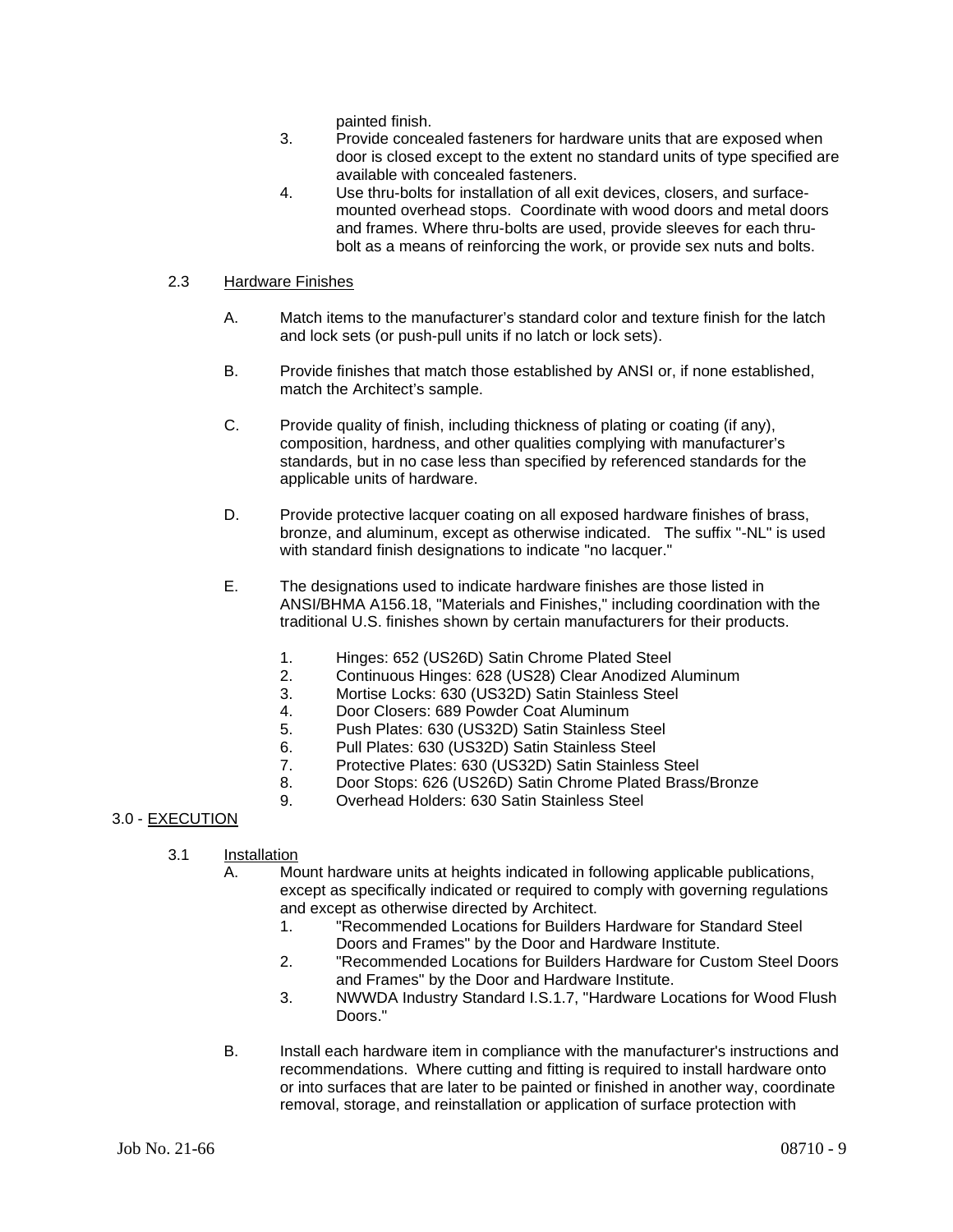painted finish.

3. Provide concealed fasteners for hardware units that are exposed when door is closed except to the extent no standard units of type specified are available with concealed fasteners.
4. Use thru-bolts for installation of all exit devices, closers, and surface-mounted overhead stops. Coordinate with wood doors and metal doors and frames. Where thru-bolts are used, provide sleeves for each thru-bolt as a means of reinforcing the work, or provide sex nuts and bolts.

### 2.3 Hardware Finishes

A. Match items to the manufacturer's standard color and texture finish for the latch and lock sets (or push-pull units if no latch or lock sets).

B. Provide finishes that match those established by ANSI or, if none established, match the Architect's sample.

C. Provide quality of finish, including thickness of plating or coating (if any), composition, hardness, and other qualities complying with manufacturer's standards, but in no case less than specified by referenced standards for the applicable units of hardware.

D. Provide protective lacquer coating on all exposed hardware finishes of brass, bronze, and aluminum, except as otherwise indicated. The suffix "-NL" is used with standard finish designations to indicate "no lacquer."

E. The designations used to indicate hardware finishes are those listed in ANSI/BHMA A156.18, "Materials and Finishes," including coordination with the traditional U.S. finishes shown by certain manufacturers for their products.

1. Hinges: 652 (US26D) Satin Chrome Plated Steel
2. Continuous Hinges: 628 (US28) Clear Anodized Aluminum
3. Mortise Locks: 630 (US32D) Satin Stainless Steel
4. Door Closers: 689 Powder Coat Aluminum
5. Push Plates: 630 (US32D) Satin Stainless Steel
6. Pull Plates: 630 (US32D) Satin Stainless Steel
7. Protective Plates: 630 (US32D) Satin Stainless Steel
8. Door Stops: 626 (US26D) Satin Chrome Plated Brass/Bronze
9. Overhead Holders: 630 Satin Stainless Steel

## 3.0 - EXECUTION

### 3.1 Installation

A. Mount hardware units at heights indicated in following applicable publications, except as specifically indicated or required to comply with governing regulations and except as otherwise directed by Architect.

1. "Recommended Locations for Builders Hardware for Standard Steel Doors and Frames" by the Door and Hardware Institute.
2. "Recommended Locations for Builders Hardware for Custom Steel Doors and Frames" by the Door and Hardware Institute.
3. NWWDA Industry Standard I.S.1.7, "Hardware Locations for Wood Flush Doors."

B. Install each hardware item in compliance with the manufacturer's instructions and recommendations. Where cutting and fitting is required to install hardware onto or into surfaces that are later to be painted or finished in another way, coordinate removal, storage, and reinstallation or application of surface protection with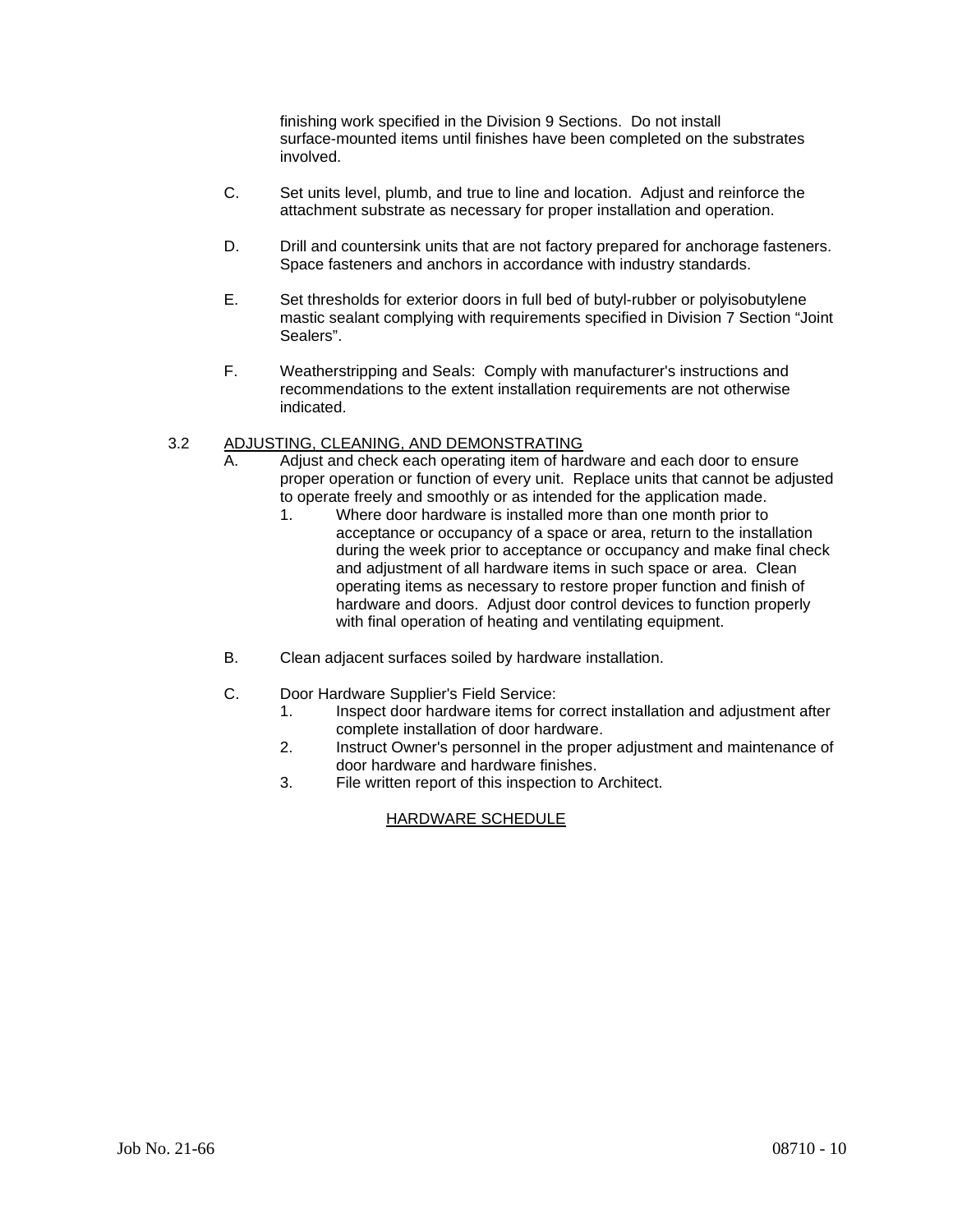finishing work specified in the Division 9 Sections. Do not install surface-mounted items until finishes have been completed on the substrates involved.

C. Set units level, plumb, and true to line and location. Adjust and reinforce the attachment substrate as necessary for proper installation and operation.

D. Drill and countersink units that are not factory prepared for anchorage fasteners. Space fasteners and anchors in accordance with industry standards.

E. Set thresholds for exterior doors in full bed of butyl-rubber or polyisobutylene mastic sealant complying with requirements specified in Division 7 Section “Joint Sealers”.

F. Weatherstripping and Seals: Comply with manufacturer's instructions and recommendations to the extent installation requirements are not otherwise indicated.

3.2 ADJUSTING, CLEANING, AND DEMONSTRATING

A. Adjust and check each operating item of hardware and each door to ensure proper operation or function of every unit. Replace units that cannot be adjusted to operate freely and smoothly or as intended for the application made.

1. Where door hardware is installed more than one month prior to acceptance or occupancy of a space or area, return to the installation during the week prior to acceptance or occupancy and make final check and adjustment of all hardware items in such space or area. Clean operating items as necessary to restore proper function and finish of hardware and doors. Adjust door control devices to function properly with final operation of heating and ventilating equipment.

B. Clean adjacent surfaces soiled by hardware installation.

C. Door Hardware Supplier's Field Service:

1. Inspect door hardware items for correct installation and adjustment after complete installation of door hardware.
2. Instruct Owner's personnel in the proper adjustment and maintenance of door hardware and hardware finishes.
3. File written report of this inspection to Architect.

HARDWARE SCHEDULE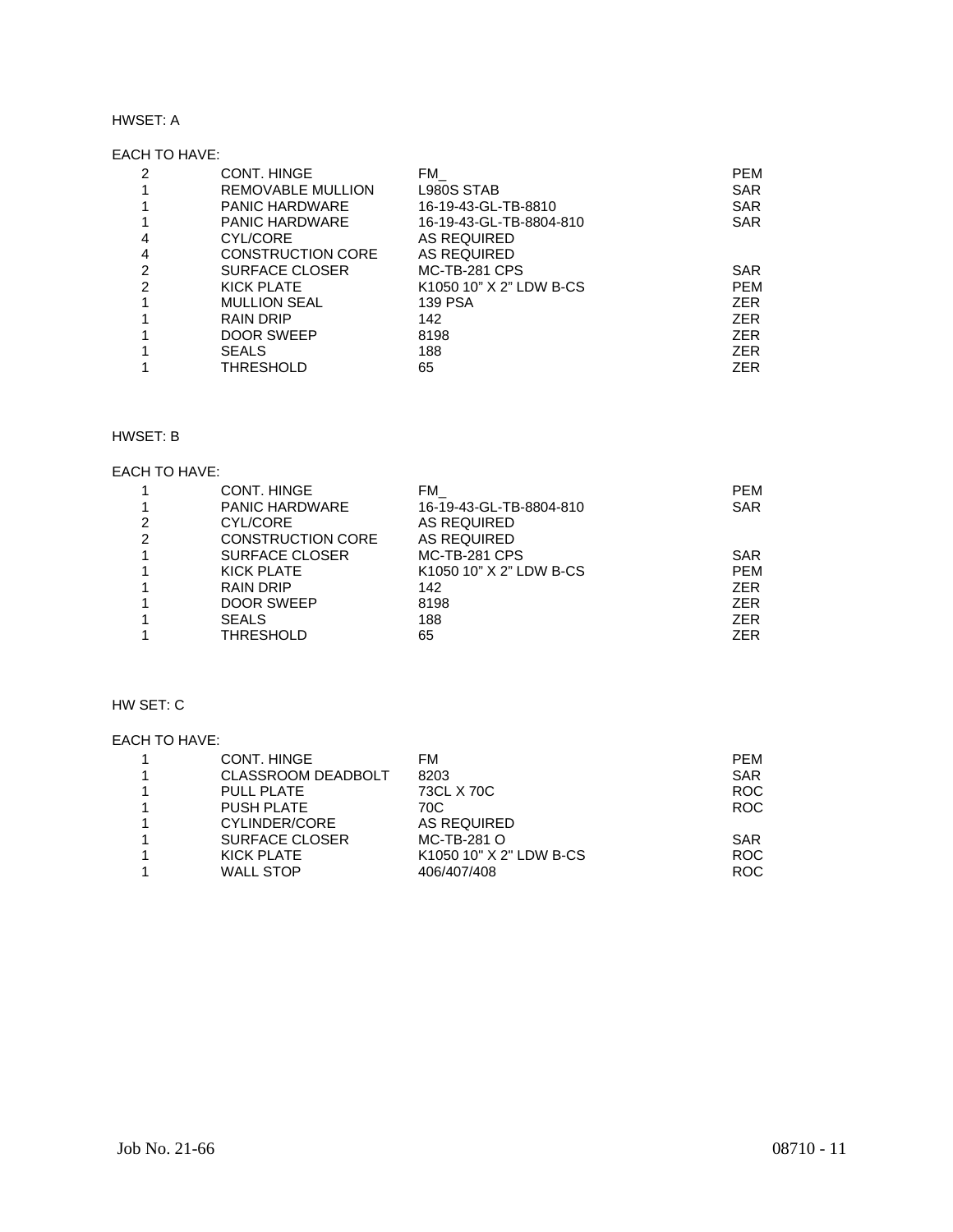HWSET: A

EACH TO HAVE:

| | | | |
|---|---|---|---|
| 2 | CONT. HINGE | FM_ | PEM |
| 1 | REMOVABLE MULLION | L980S STAB | SAR |
| 1 | PANIC HARDWARE | 16-19-43-GL-TB-8810 | SAR |
| 1 | PANIC HARDWARE | 16-19-43-GL-TB-8804-810 | SAR |
| 4 | CYL/CORE | AS REQUIRED | |
| 4 | CONSTRUCTION CORE | AS REQUIRED | |
| 2 | SURFACE CLOSER | MC-TB-281 CPS | SAR |
| 2 | KICK PLATE | K1050 10" X 2" LDW B-CS | PEM |
| 1 | MULLION SEAL | 139 PSA | ZER |
| 1 | RAIN DRIP | 142 | ZER |
| 1 | DOOR SWEEP | 8198 | ZER |
| 1 | SEALS | 188 | ZER |
| 1 | THRESHOLD | 65 | ZER |

HWSET: B

EACH TO HAVE:

| | | | |
|---|---|---|---|
| 1 | CONT. HINGE | FM_ | PEM |
| 1 | PANIC HARDWARE | 16-19-43-GL-TB-8804-810 | SAR |
| 2 | CYL/CORE | AS REQUIRED | |
| 2 | CONSTRUCTION CORE | AS REQUIRED | |
| 1 | SURFACE CLOSER | MC-TB-281 CPS | SAR |
| 1 | KICK PLATE | K1050 10" X 2" LDW B-CS | PEM |
| 1 | RAIN DRIP | 142 | ZER |
| 1 | DOOR SWEEP | 8198 | ZER |
| 1 | SEALS | 188 | ZER |
| 1 | THRESHOLD | 65 | ZER |

HW SET: C

EACH TO HAVE:

| | | | |
|---|---|---|---|
| 1 | CONT. HINGE | FM | PEM |
| 1 | CLASSROOM DEADBOLT | 8203 | SAR |
| 1 | PULL PLATE | 73CL X 70C | ROC |
| 1 | PUSH PLATE | 70C | ROC |
| 1 | CYLINDER/CORE | AS REQUIRED | |
| 1 | SURFACE CLOSER | MC-TB-281 O | SAR |
| 1 | KICK PLATE | K1050 10" X 2" LDW B-CS | ROC |
| 1 | WALL STOP | 406/407/408 | ROC |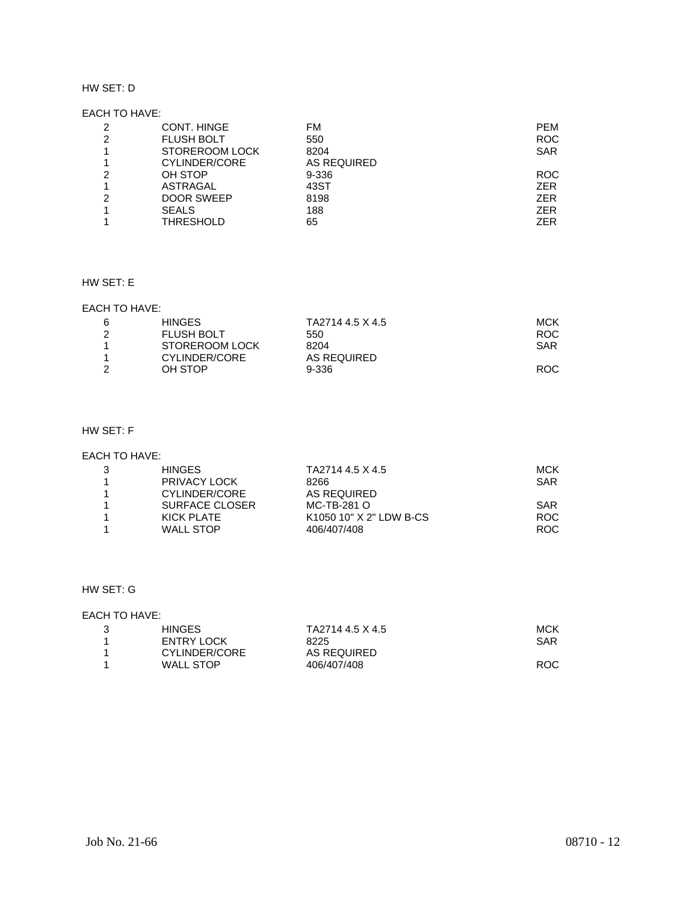HW SET: D

EACH TO HAVE:

| | | | |
|---|---|---|---|
| 2 | CONT. HINGE | FM | PEM |
| 2 | FLUSH BOLT | 550 | ROC |
| 1 | STOREROOM LOCK | 8204 | SAR |
| 1 | CYLINDER/CORE | AS REQUIRED | |
| 2 | OH STOP | 9-336 | ROC |
| 1 | ASTRAGAL | 43ST | ZER |
| 2 | DOOR SWEEP | 8198 | ZER |
| 1 | SEALS | 188 | ZER |
| 1 | THRESHOLD | 65 | ZER |

HW SET: E

EACH TO HAVE:

| | | | |
|---|---|---|---|
| 6 | HINGES | TA2714 4.5 X 4.5 | MCK |
| 2 | FLUSH BOLT | 550 | ROC |
| 1 | STOREROOM LOCK | 8204 | SAR |
| 1 | CYLINDER/CORE | AS REQUIRED | |
| 2 | OH STOP | 9-336 | ROC |

HW SET: F

EACH TO HAVE:

| | | | |
|---|---|---|---|
| 3 | HINGES | TA2714 4.5 X 4.5 | MCK |
| 1 | PRIVACY LOCK | 8266 | SAR |
| 1 | CYLINDER/CORE | AS REQUIRED | |
| 1 | SURFACE CLOSER | MC-TB-281 O | SAR |
| 1 | KICK PLATE | K1050 10" X 2" LDW B-CS | ROC |
| 1 | WALL STOP | 406/407/408 | ROC |

HW SET: G

EACH TO HAVE:

| | | | |
|---|---|---|---|
| 3 | HINGES | TA2714 4.5 X 4.5 | MCK |
| 1 | ENTRY LOCK | 8225 | SAR |
| 1 | CYLINDER/CORE | AS REQUIRED | |
| 1 | WALL STOP | 406/407/408 | ROC |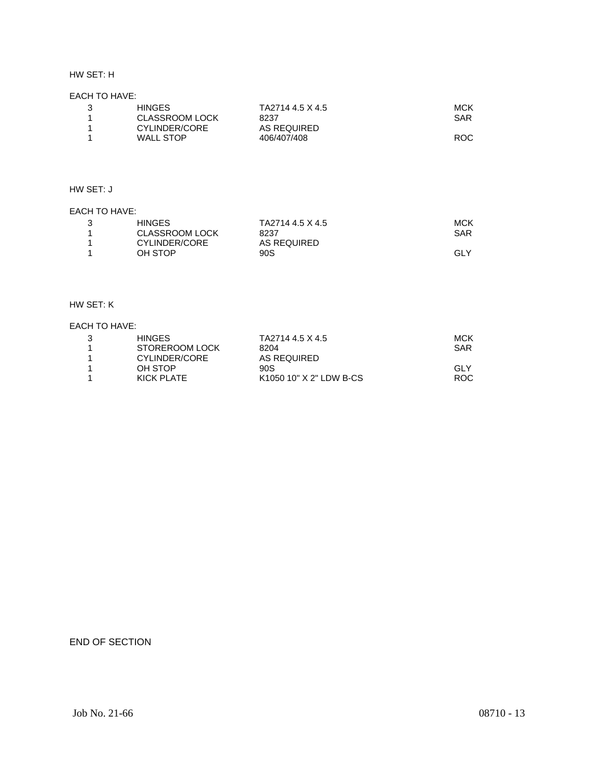HW SET: H

EACH TO HAVE:

| | | | |
|---|---|---|---|
| 3 | HINGES | TA2714 4.5 X 4.5 | MCK |
| 1 | CLASSROOM LOCK | 8237 | SAR |
| 1 | CYLINDER/CORE | AS REQUIRED | |
| 1 | WALL STOP | 406/407/408 | ROC |

HW SET: J

EACH TO HAVE:

| | | | |
|---|---|---|---|
| 3 | HINGES | TA2714 4.5 X 4.5 | MCK |
| 1 | CLASSROOM LOCK | 8237 | SAR |
| 1 | CYLINDER/CORE | AS REQUIRED | |
| 1 | OH STOP | 90S | GLY |

HW SET: K

EACH TO HAVE:

| | | | |
|---|---|---|---|
| 3 | HINGES | TA2714 4.5 X 4.5 | MCK |
| 1 | STOREROOM LOCK | 8204 | SAR |
| 1 | CYLINDER/CORE | AS REQUIRED | |
| 1 | OH STOP | 90S | GLY |
| 1 | KICK PLATE | K1050 10" X 2" LDW B-CS | ROC |

END OF SECTION